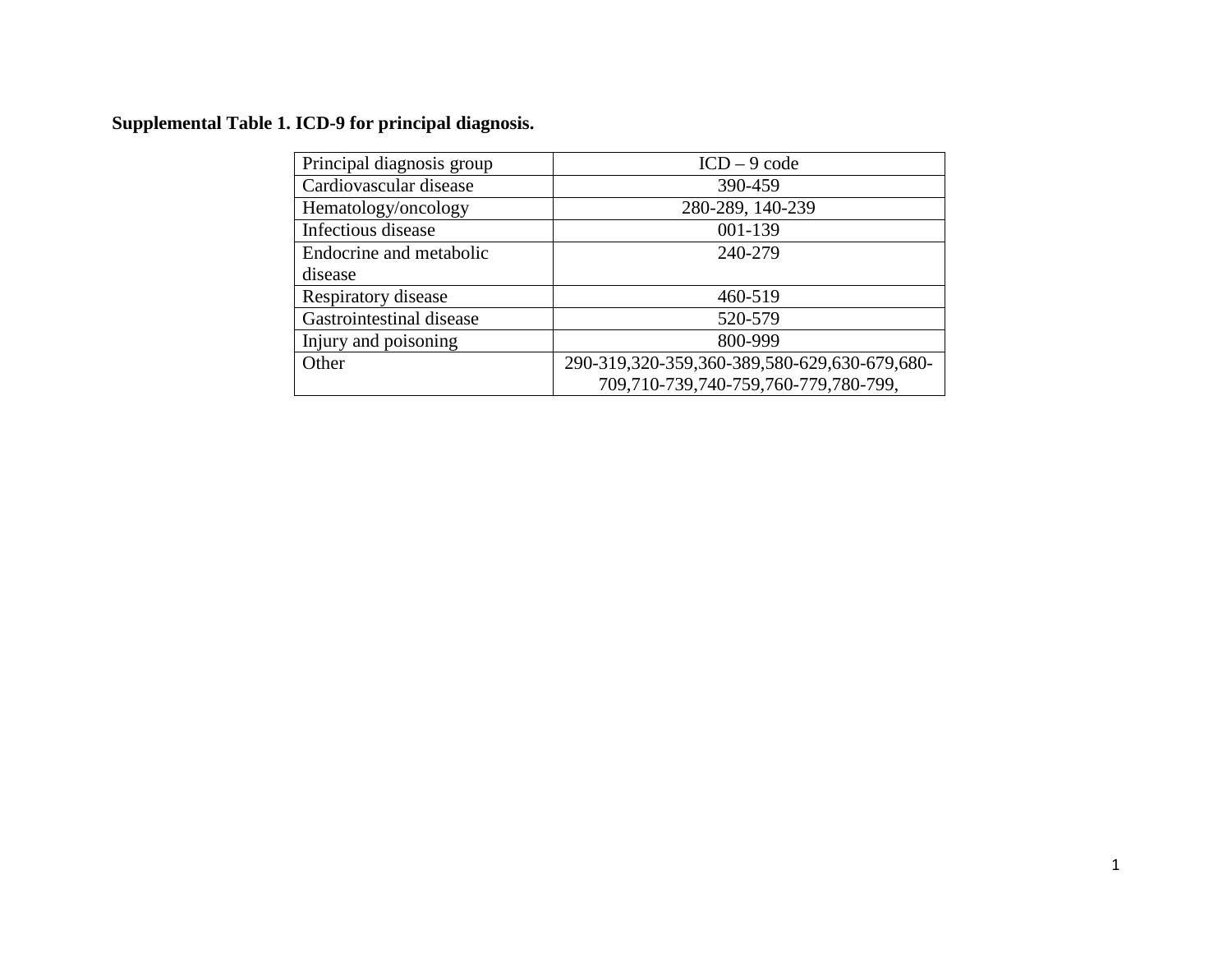**Supplemental Table 1. ICD-9 for principal diagnosis.**

| Principal diagnosis group | ICD – 9 code |
| --- | --- |
| Cardiovascular disease | 390-459 |
| Hematology/oncology | 280-289, 140-239 |
| Infectious disease | 001-139 |
| Endocrine and metabolic disease | 240-279 |
| Respiratory disease | 460-519 |
| Gastrointestinal disease | 520-579 |
| Injury and poisoning | 800-999 |
| Other | 290-319,320-359,360-389,580-629,630-679,680-709,710-739,740-759,760-779,780-799, |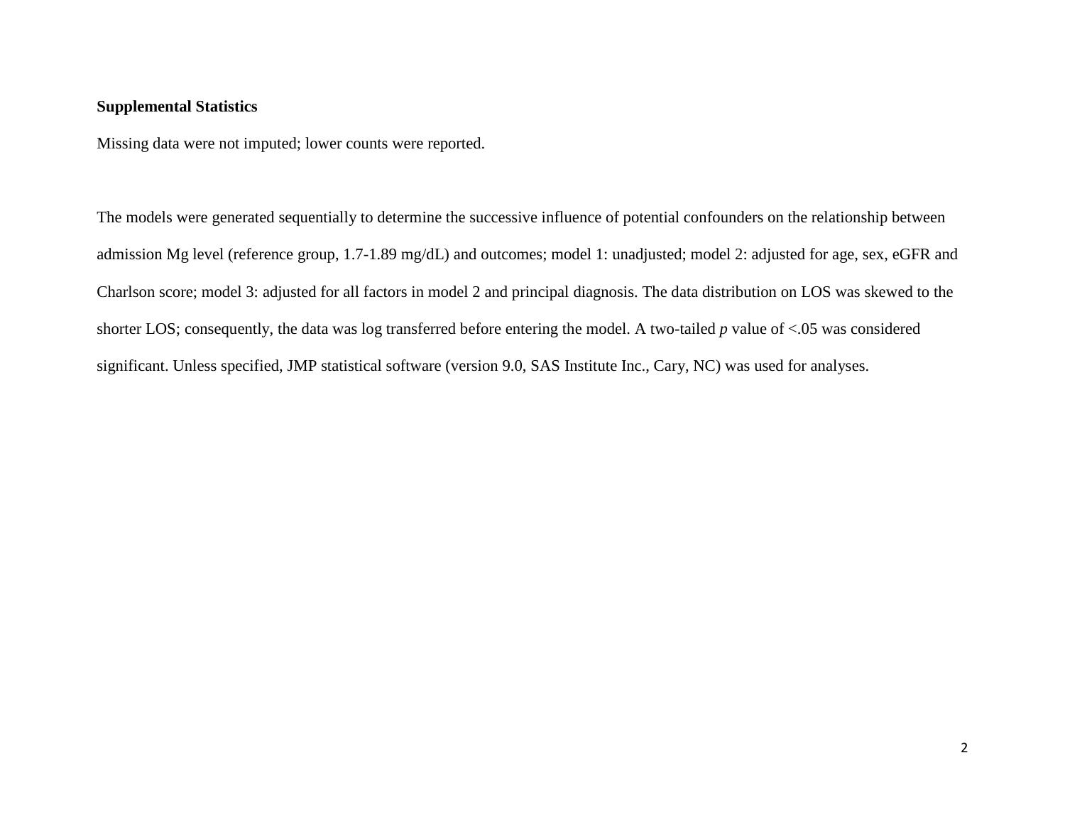**Supplemental Statistics**

Missing data were not imputed; lower counts were reported.

The models were generated sequentially to determine the successive influence of potential confounders on the relationship between admission Mg level (reference group, 1.7-1.89 mg/dL) and outcomes; model 1: unadjusted; model 2: adjusted for age, sex, eGFR and Charlson score; model 3: adjusted for all factors in model 2 and principal diagnosis. The data distribution on LOS was skewed to the shorter LOS; consequently, the data was log transferred before entering the model. A two-tailed $p$ value of $<.05$ was considered significant. Unless specified, JMP statistical software (version 9.0, SAS Institute Inc., Cary, NC) was used for analyses.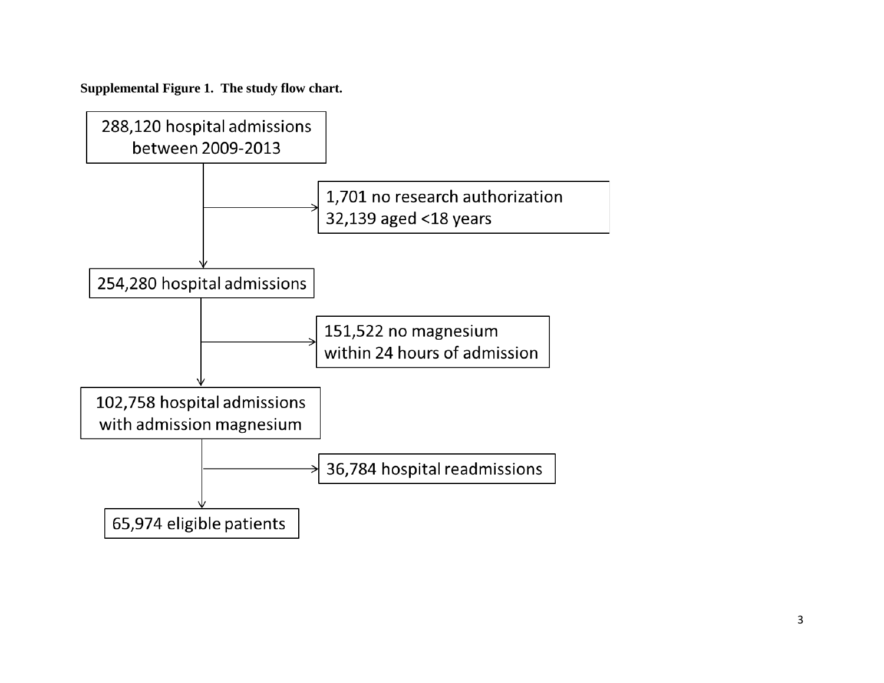**Supplemental Figure 1. The study flow chart.**

288,120 hospital admissions between 2009-2013

→ 1,701 no research authorization
32,139 aged <18 years

254,280 hospital admissions

→ 151,522 no magnesium within 24 hours of admission

102,758 hospital admissions with admission magnesium

→ 36,784 hospital readmissions

65,974 eligible patients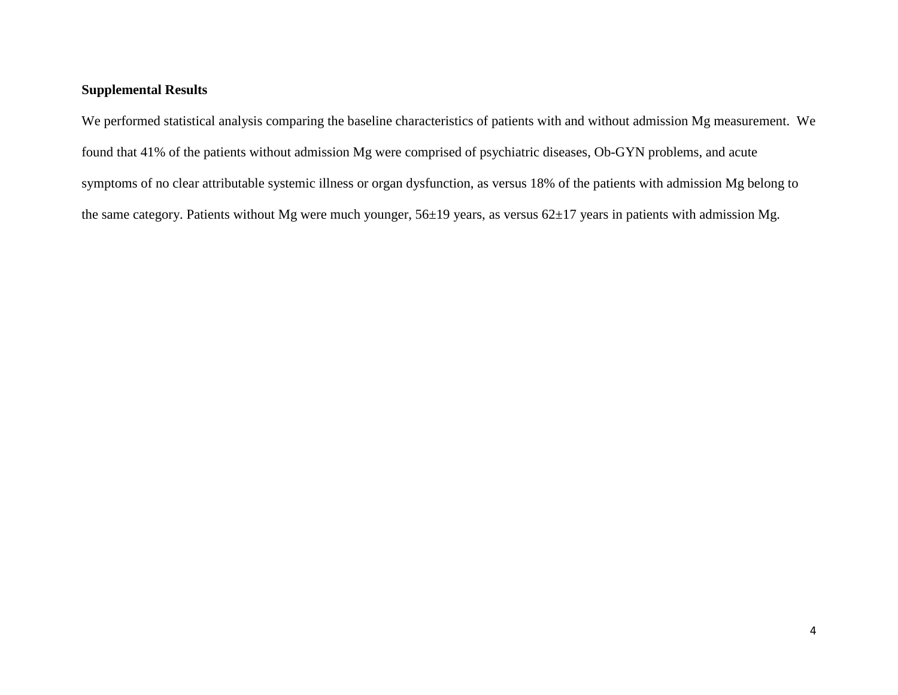**Supplemental Results**

We performed statistical analysis comparing the baseline characteristics of patients with and without admission Mg measurement. We found that 41% of the patients without admission Mg were comprised of psychiatric diseases, Ob-GYN problems, and acute symptoms of no clear attributable systemic illness or organ dysfunction, as versus 18% of the patients with admission Mg belong to the same category. Patients without Mg were much younger, 56±19 years, as versus 62±17 years in patients with admission Mg.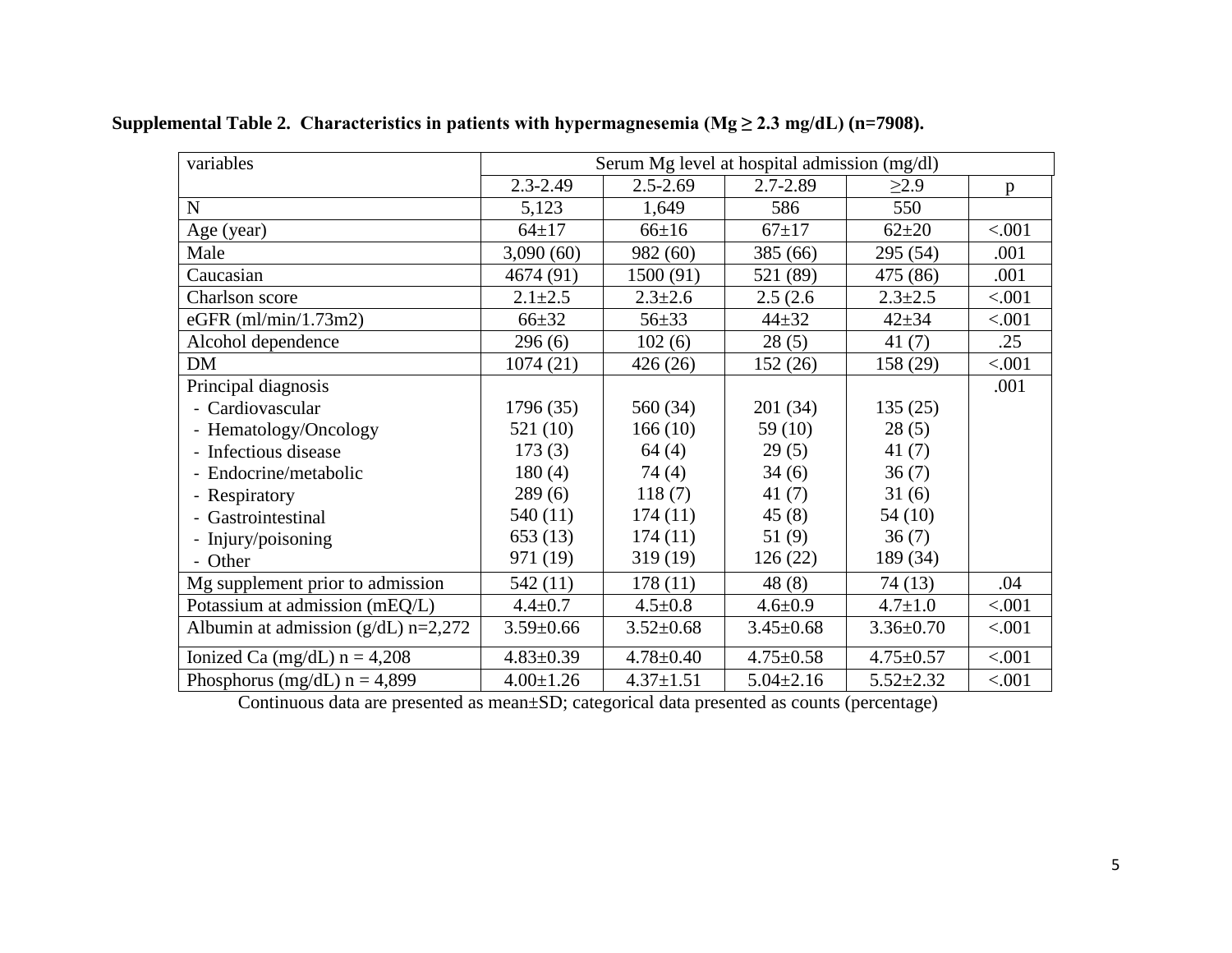**Supplemental Table 2. Characteristics in patients with hypermagnesemia (Mg ≥ 2.3 mg/dL) (n=7908).**

| variables | Serum Mg level at hospital admission (mg/dl) | | | | |
|---|---|---|---|---|---|
| | 2.3-2.49 | 2.5-2.69 | 2.7-2.89 | ≥2.9 | p |
| N | 5,123 | 1,649 | 586 | 550 | |
| Age (year) | 64±17 | 66±16 | 67±17 | 62±20 | <.001 |
| Male | 3,090 (60) | 982 (60) | 385 (66) | 295 (54) | .001 |
| Caucasian | 4674 (91) | 1500 (91) | 521 (89) | 475 (86) | .001 |
| Charlson score | 2.1±2.5 | 2.3±2.6 | 2.5 (2.6 | 2.3±2.5 | <.001 |
| eGFR (ml/min/1.73m2) | 66±32 | 56±33 | 44±32 | 42±34 | <.001 |
| Alcohol dependence | 296 (6) | 102 (6) | 28 (5) | 41 (7) | .25 |
| DM | 1074 (21) | 426 (26) | 152 (26) | 158 (29) | <.001 |
| Principal diagnosis | | | | | .001 |
| - Cardiovascular | 1796 (35) | 560 (34) | 201 (34) | 135 (25) | |
| - Hematology/Oncology | 521 (10) | 166 (10) | 59 (10) | 28 (5) | |
| - Infectious disease | 173 (3) | 64 (4) | 29 (5) | 41 (7) | |
| - Endocrine/metabolic | 180 (4) | 74 (4) | 34 (6) | 36 (7) | |
| - Respiratory | 289 (6) | 118 (7) | 41 (7) | 31 (6) | |
| - Gastrointestinal | 540 (11) | 174 (11) | 45 (8) | 54 (10) | |
| - Injury/poisoning | 653 (13) | 174 (11) | 51 (9) | 36 (7) | |
| - Other | 971 (19) | 319 (19) | 126 (22) | 189 (34) | |
| Mg supplement prior to admission | 542 (11) | 178 (11) | 48 (8) | 74 (13) | .04 |
| Potassium at admission (mEQ/L) | 4.4±0.7 | 4.5±0.8 | 4.6±0.9 | 4.7±1.0 | <.001 |
| Albumin at admission (g/dL) n=2,272 | 3.59±0.66 | 3.52±0.68 | 3.45±0.68 | 3.36±0.70 | <.001 |
| Ionized Ca (mg/dL) n = 4,208 | 4.83±0.39 | 4.78±0.40 | 4.75±0.58 | 4.75±0.57 | <.001 |
| Phosphorus (mg/dL) n = 4,899 | 4.00±1.26 | 4.37±1.51 | 5.04±2.16 | 5.52±2.32 | <.001 |

Continuous data are presented as mean±SD; categorical data presented as counts (percentage)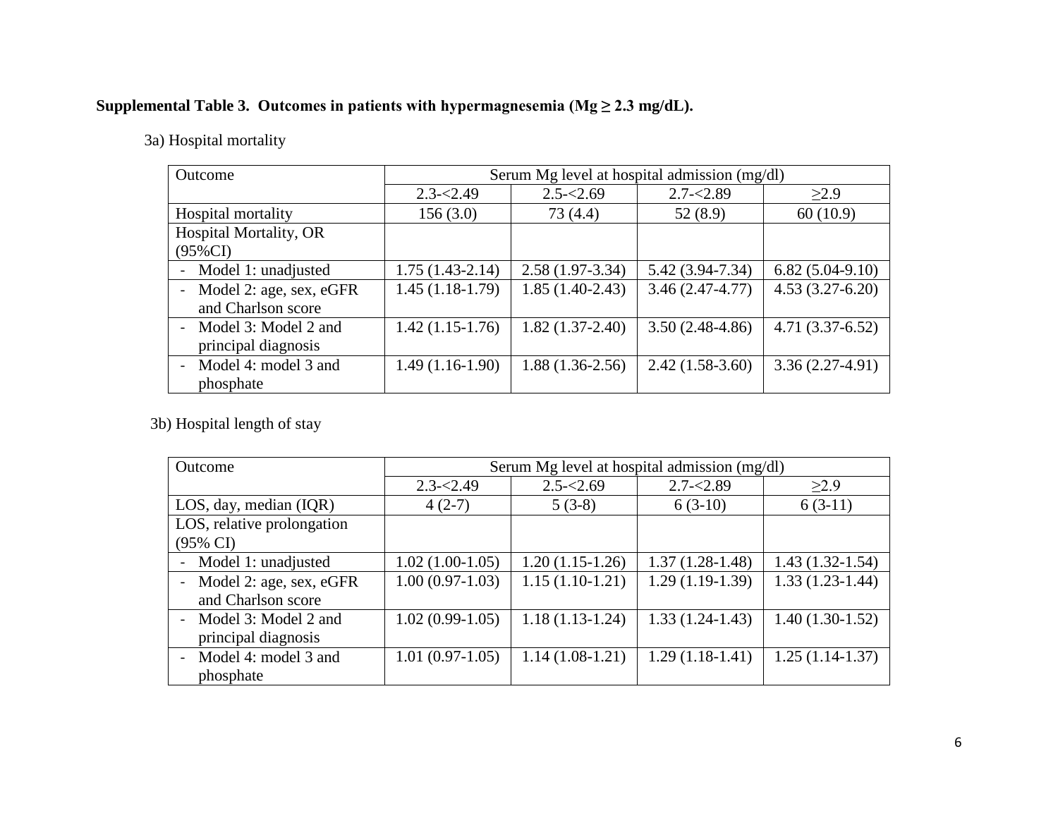**Supplemental Table 3. Outcomes in patients with hypermagnesemia (Mg ≥ 2.3 mg/dL).**

3a) Hospital mortality

| Outcome | Serum Mg level at hospital admission (mg/dl) | | | |
|---|---|---|---|---|
| | 2.3-<2.49 | 2.5-<2.69 | 2.7-<2.89 | ≥2.9 |
| Hospital mortality | 156 (3.0) | 73 (4.4) | 52 (8.9) | 60 (10.9) |
| Hospital Mortality, OR (95%CI) | | | | |
| - Model 1: unadjusted | 1.75 (1.43-2.14) | 2.58 (1.97-3.34) | 5.42 (3.94-7.34) | 6.82 (5.04-9.10) |
| - Model 2: age, sex, eGFR and Charlson score | 1.45 (1.18-1.79) | 1.85 (1.40-2.43) | 3.46 (2.47-4.77) | 4.53 (3.27-6.20) |
| - Model 3: Model 2 and principal diagnosis | 1.42 (1.15-1.76) | 1.82 (1.37-2.40) | 3.50 (2.48-4.86) | 4.71 (3.37-6.52) |
| - Model 4: model 3 and phosphate | 1.49 (1.16-1.90) | 1.88 (1.36-2.56) | 2.42 (1.58-3.60) | 3.36 (2.27-4.91) |

3b) Hospital length of stay

| Outcome | Serum Mg level at hospital admission (mg/dl) | | | |
|---|---|---|---|---|
| | 2.3-<2.49 | 2.5-<2.69 | 2.7-<2.89 | ≥2.9 |
| LOS, day, median (IQR) | 4 (2-7) | 5 (3-8) | 6 (3-10) | 6 (3-11) |
| LOS, relative prolongation (95% CI) | | | | |
| - Model 1: unadjusted | 1.02 (1.00-1.05) | 1.20 (1.15-1.26) | 1.37 (1.28-1.48) | 1.43 (1.32-1.54) |
| - Model 2: age, sex, eGFR and Charlson score | 1.00 (0.97-1.03) | 1.15 (1.10-1.21) | 1.29 (1.19-1.39) | 1.33 (1.23-1.44) |
| - Model 3: Model 2 and principal diagnosis | 1.02 (0.99-1.05) | 1.18 (1.13-1.24) | 1.33 (1.24-1.43) | 1.40 (1.30-1.52) |
| - Model 4: model 3 and phosphate | 1.01 (0.97-1.05) | 1.14 (1.08-1.21) | 1.29 (1.18-1.41) | 1.25 (1.14-1.37) |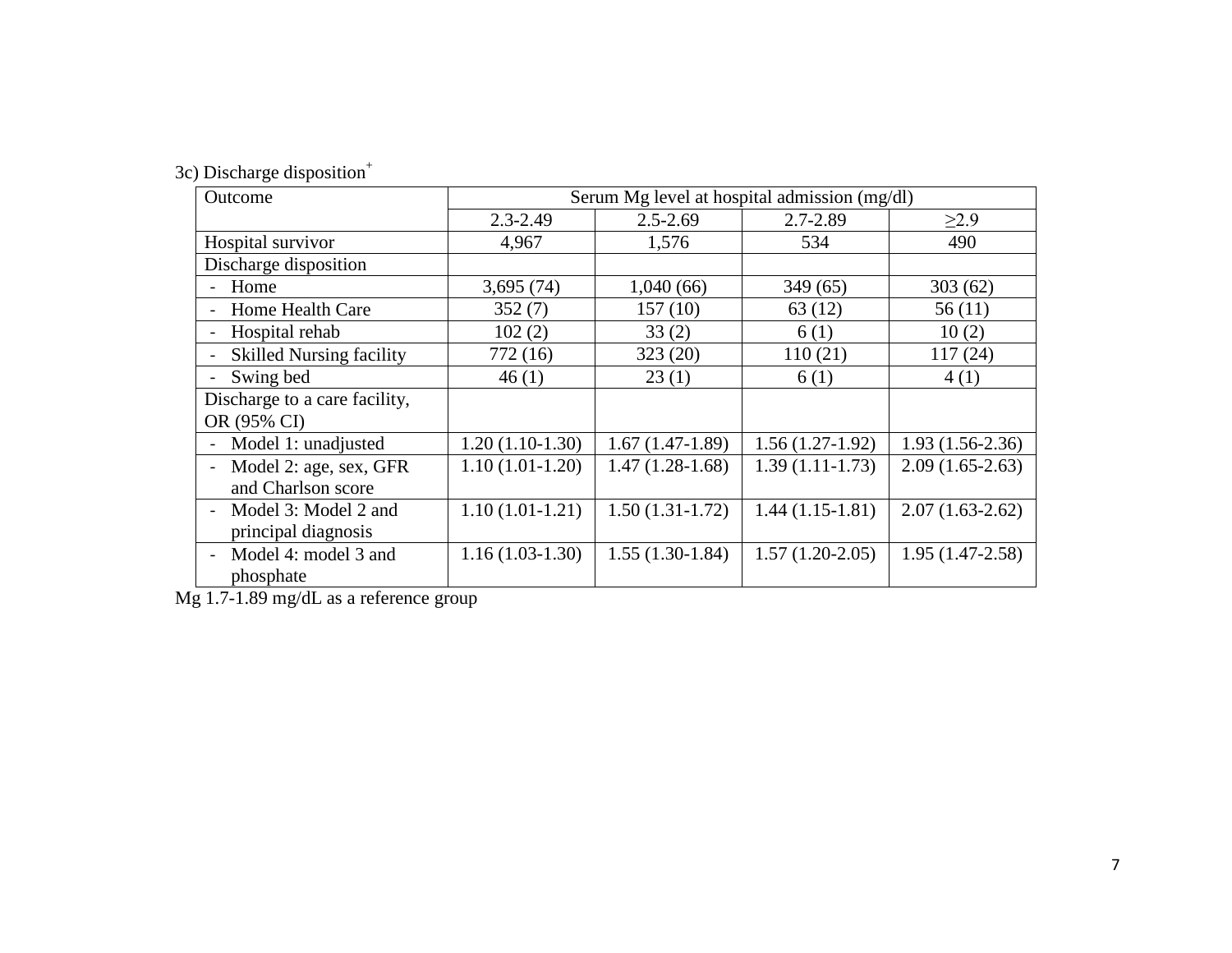3c) Discharge disposition[+]

| Outcome | Serum Mg level at hospital admission (mg/dl) | | | |
|---|---|---|---|---|
| | 2.3-2.49 | 2.5-2.69 | 2.7-2.89 | ≥2.9 |
| Hospital survivor | 4,967 | 1,576 | 534 | 490 |
| Discharge disposition | | | | |
| - Home | 3,695 (74) | 1,040 (66) | 349 (65) | 303 (62) |
| - Home Health Care | 352 (7) | 157 (10) | 63 (12) | 56 (11) |
| - Hospital rehab | 102 (2) | 33 (2) | 6 (1) | 10 (2) |
| - Skilled Nursing facility | 772 (16) | 323 (20) | 110 (21) | 117 (24) |
| - Swing bed | 46 (1) | 23 (1) | 6 (1) | 4 (1) |
| Discharge to a care facility, OR (95% CI) | | | | |
| - Model 1: unadjusted | 1.20 (1.10-1.30) | 1.67 (1.47-1.89) | 1.56 (1.27-1.92) | 1.93 (1.56-2.36) |
| - Model 2: age, sex, GFR and Charlson score | 1.10 (1.01-1.20) | 1.47 (1.28-1.68) | 1.39 (1.11-1.73) | 2.09 (1.65-2.63) |
| - Model 3: Model 2 and principal diagnosis | 1.10 (1.01-1.21) | 1.50 (1.31-1.72) | 1.44 (1.15-1.81) | 2.07 (1.63-2.62) |
| - Model 4: model 3 and phosphate | 1.16 (1.03-1.30) | 1.55 (1.30-1.84) | 1.57 (1.20-2.05) | 1.95 (1.47-2.58) |

Mg 1.7-1.89 mg/dL as a reference group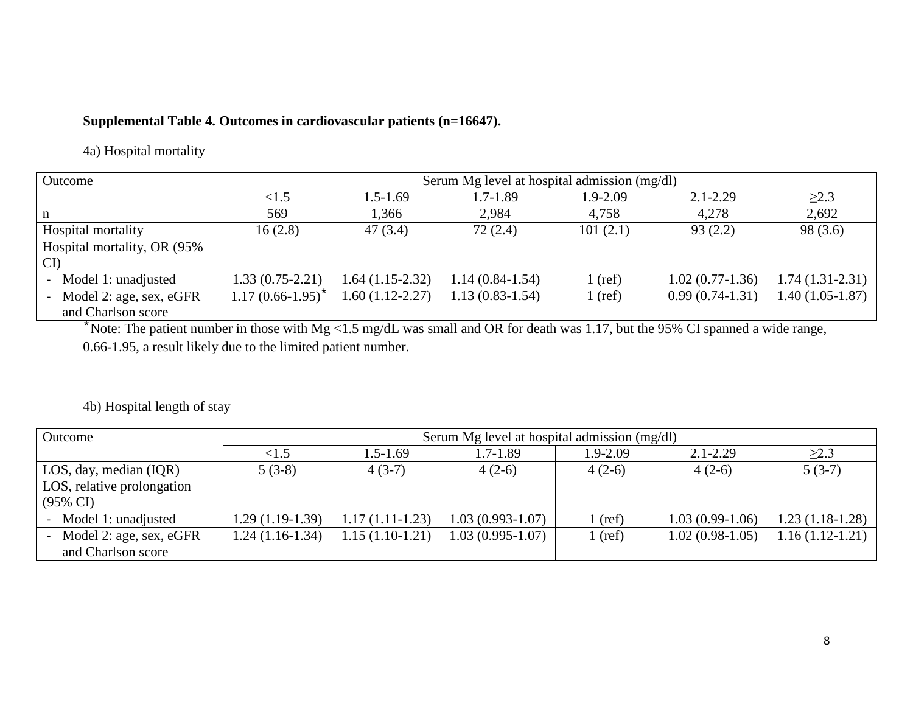**Supplemental Table 4. Outcomes in cardiovascular patients (n=16647).**

4a) Hospital mortality

| Outcome | Serum Mg level at hospital admission (mg/dl) | | | | | |
|---|---|---|---|---|---|---|
| | <1.5 | 1.5-1.69 | 1.7-1.89 | 1.9-2.09 | 2.1-2.29 | ≥2.3 |
| n | 569 | 1,366 | 2,984 | 4,758 | 4,278 | 2,692 |
| Hospital mortality | 16 (2.8) | 47 (3.4) | 72 (2.4) | 101 (2.1) | 93 (2.2) | 98 (3.6) |
| Hospital mortality, OR (95% CI) | | | | | | |
| - Model 1: unadjusted | 1.33 (0.75-2.21) | 1.64 (1.15-2.32) | 1.14 (0.84-1.54) | 1 (ref) | 1.02 (0.77-1.36) | 1.74 (1.31-2.31) |
| - Model 2: age, sex, eGFR and Charlson score | 1.17 (0.66-1.95)* | 1.60 (1.12-2.27) | 1.13 (0.83-1.54) | 1 (ref) | 0.99 (0.74-1.31) | 1.40 (1.05-1.87) |

*Note: The patient number in those with Mg <1.5 mg/dL was small and OR for death was 1.17, but the 95% CI spanned a wide range, 0.66-1.95, a result likely due to the limited patient number.

4b) Hospital length of stay

| Outcome | Serum Mg level at hospital admission (mg/dl) | | | | | |
|---|---|---|---|---|---|---|
| | <1.5 | 1.5-1.69 | 1.7-1.89 | 1.9-2.09 | 2.1-2.29 | ≥2.3 |
| LOS, day, median (IQR) | 5 (3-8) | 4 (3-7) | 4 (2-6) | 4 (2-6) | 4 (2-6) | 5 (3-7) |
| LOS, relative prolongation (95% CI) | | | | | | |
| - Model 1: unadjusted | 1.29 (1.19-1.39) | 1.17 (1.11-1.23) | 1.03 (0.993-1.07) | 1 (ref) | 1.03 (0.99-1.06) | 1.23 (1.18-1.28) |
| - Model 2: age, sex, eGFR and Charlson score | 1.24 (1.16-1.34) | 1.15 (1.10-1.21) | 1.03 (0.995-1.07) | 1 (ref) | 1.02 (0.98-1.05) | 1.16 (1.12-1.21) |